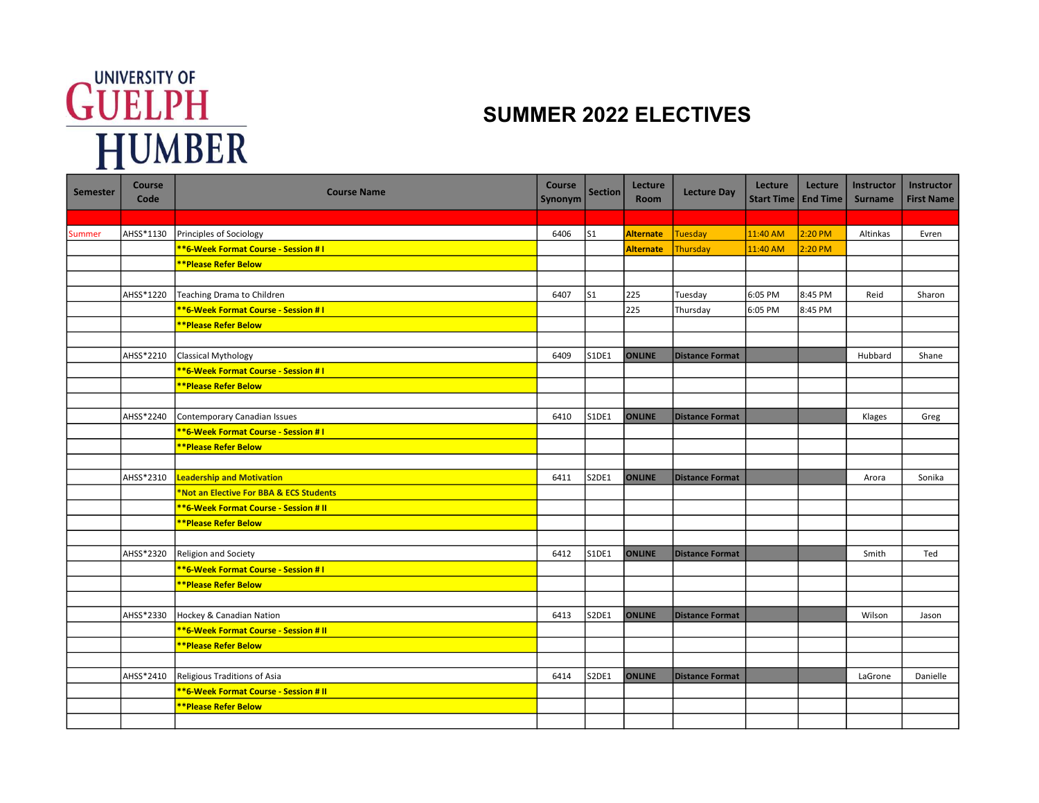UNIVERSITY OF GUELPH HUMBER

# SUMMER 2022 ELECTIVES

| Semester | Course Code | Course Name | Course Synonym | Section | Lecture Room | Lecture Day | Lecture Start Time | Lecture End Time | Instructor Surname | Instructor First Name |
|---|---|---|---|---|---|---|---|---|---|---|
| Summer | AHSS*1130 | Principles of Sociology | 6406 | S1 | Alternate | Tuesday | 11:40 AM | 2:20 PM | Altinkas | Evren |
| | | **6-Week Format Course - Session # I | | | Alternate | Thursday | 11:40 AM | 2:20 PM | | |
| | | **Please Refer Below | | | | | | | | |
| | AHSS*1220 | Teaching Drama to Children | 6407 | S1 | 225 | Tuesday | 6:05 PM | 8:45 PM | Reid | Sharon |
| | | **6-Week Format Course - Session # I | | | 225 | Thursday | 6:05 PM | 8:45 PM | | |
| | | **Please Refer Below | | | | | | | | |
| | AHSS*2210 | Classical Mythology | 6409 | S1DE1 | ONLINE | Distance Format | | | Hubbard | Shane |
| | | **6-Week Format Course - Session # I | | | | | | | | |
| | | **Please Refer Below | | | | | | | | |
| | AHSS*2240 | Contemporary Canadian Issues | 6410 | S1DE1 | ONLINE | Distance Format | | | Klages | Greg |
| | | **6-Week Format Course - Session # I | | | | | | | | |
| | | **Please Refer Below | | | | | | | | |
| | AHSS*2310 | Leadership and Motivation | 6411 | S2DE1 | ONLINE | Distance Format | | | Arora | Sonika |
| | | *Not an Elective For BBA & ECS Students | | | | | | | | |
| | | **6-Week Format Course - Session # II | | | | | | | | |
| | | **Please Refer Below | | | | | | | | |
| | AHSS*2320 | Religion and Society | 6412 | S1DE1 | ONLINE | Distance Format | | | Smith | Ted |
| | | **6-Week Format Course - Session # I | | | | | | | | |
| | | **Please Refer Below | | | | | | | | |
| | AHSS*2330 | Hockey & Canadian Nation | 6413 | S2DE1 | ONLINE | Distance Format | | | Wilson | Jason |
| | | **6-Week Format Course - Session # II | | | | | | | | |
| | | **Please Refer Below | | | | | | | | |
| | AHSS*2410 | Religious Traditions of Asia | 6414 | S2DE1 | ONLINE | Distance Format | | | LaGrone | Danielle |
| | | **6-Week Format Course - Session # II | | | | | | | | |
| | | **Please Refer Below | | | | | | | | |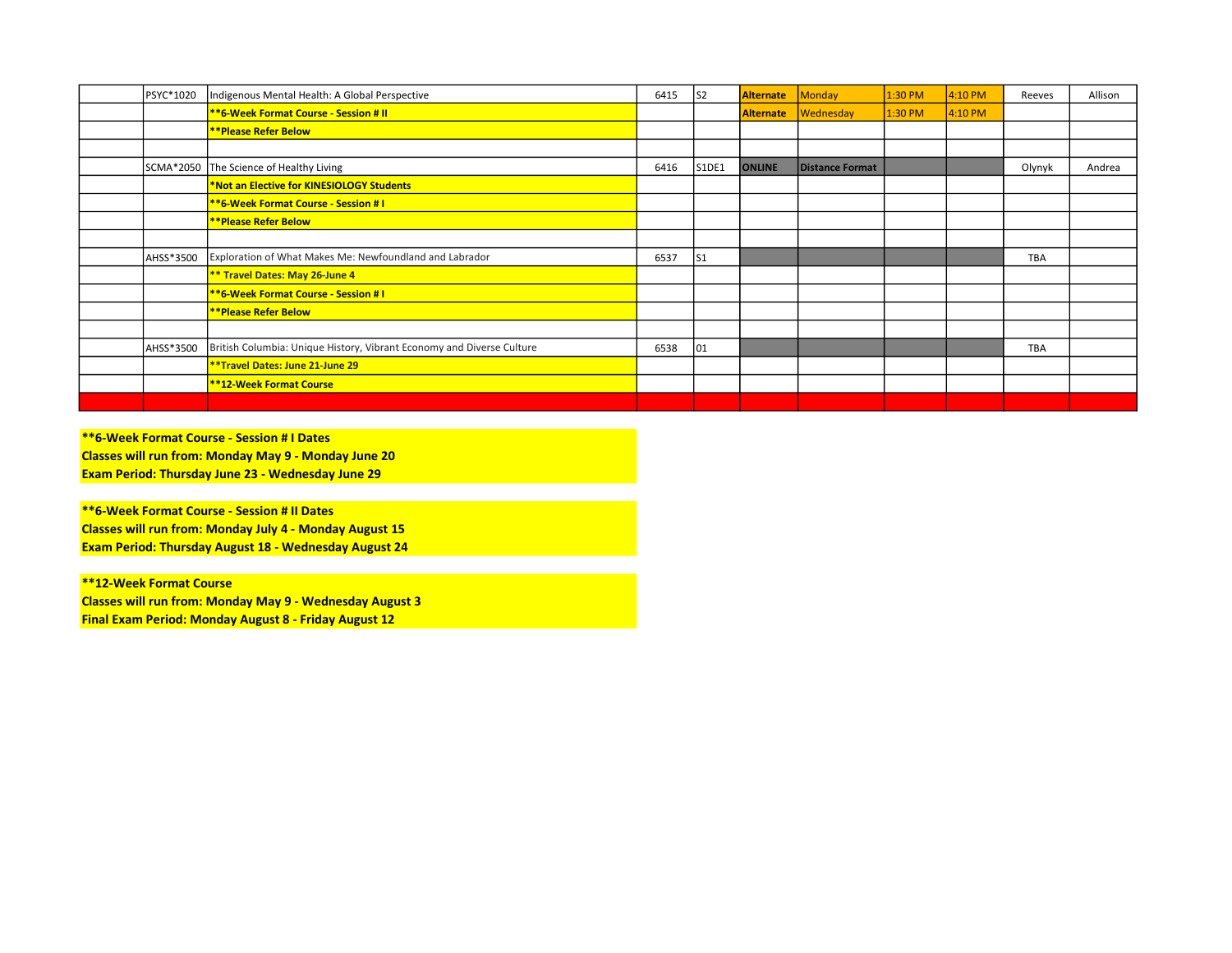| | | | | | | | | | | |
|---|---|---|---|---|---|---|---|---|---|---|
| | PSYC*1020 | Indigenous Mental Health: A Global Perspective | 6415 | S2 | Alternate | Monday | 1:30 PM | 4:10 PM | Reeves | Allison |
| | | **6-Week Format Course - Session # II | | | Alternate | Wednesday | 1:30 PM | 4:10 PM | | |
| | | **Please Refer Below | | | | | | | | |
| | | | | | | | | | | |
| | SCMA*2050 | The Science of Healthy Living | 6416 | S1DE1 | ONLINE | Distance Format | | | Olynyk | Andrea |
| | | *Not an Elective for KINESIOLOGY Students | | | | | | | | |
| | | **6-Week Format Course - Session # I | | | | | | | | |
| | | **Please Refer Below | | | | | | | | |
| | | | | | | | | | | |
| | AHSS*3500 | Exploration of What Makes Me: Newfoundland and Labrador | 6537 | S1 | | | | | TBA | |
| | | ** Travel Dates: May 26-June 4 | | | | | | | | |
| | | **6-Week Format Course - Session # I | | | | | | | | |
| | | **Please Refer Below | | | | | | | | |
| | | | | | | | | | | |
| | AHSS*3500 | British Columbia: Unique History, Vibrant Economy and Diverse Culture | 6538 | 01 | | | | | TBA | |
| | | **Travel Dates: June 21-June 29 | | | | | | | | |
| | | **12-Week Format Course | | | | | | | | |

**\*\*6-Week Format Course - Session # I Dates**
**Classes will run from: Monday May 9 - Monday June 20**
**Exam Period: Thursday June 23 - Wednesday June 29**

**\*\*6-Week Format Course - Session # II Dates**
**Classes will run from: Monday July 4 - Monday August 15**
**Exam Period: Thursday August 18 - Wednesday August 24**

**\*\*12-Week Format Course**
**Classes will run from: Monday May 9 - Wednesday August 3**
**Final Exam Period: Monday August 8 - Friday August 12**